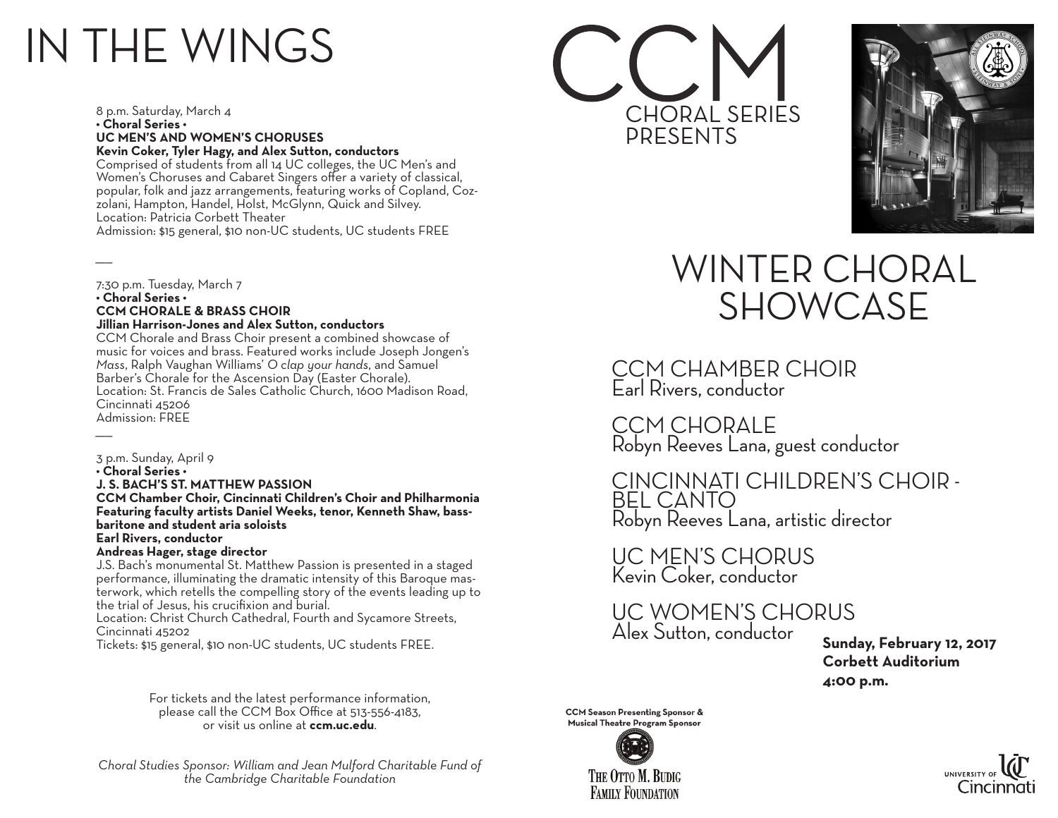# IN THE WINGS

8 p.m. Saturday, March 4
**• Choral Series •**
**UC MEN'S AND WOMEN'S CHORUSES**
**Kevin Coker, Tyler Hagy, and Alex Sutton, conductors**
Comprised of students from all 14 UC colleges, the UC Men's and Women's Choruses and Cabaret Singers offer a variety of classical, popular, folk and jazz arrangements, featuring works of Copland, Cozzolani, Hampton, Handel, Holst, McGlynn, Quick and Silvey.
Location: Patricia Corbett Theater
Admission: $15 general, $10 non-UC students, UC students FREE

—

7:30 p.m. Tuesday, March 7
**• Choral Series •**
**CCM CHORALE & BRASS CHOIR**
**Jillian Harrison-Jones and Alex Sutton, conductors**
CCM Chorale and Brass Choir present a combined showcase of music for voices and brass. Featured works include Joseph Jongen's *Mass*, Ralph Vaughan Williams' *O clap your hands*, and Samuel Barber's Chorale for the Ascension Day (Easter Chorale).
Location: St. Francis de Sales Catholic Church, 1600 Madison Road, Cincinnati 45206
Admission: FREE

—

3 p.m. Sunday, April 9
**• Choral Series •**
**J. S. BACH'S ST. MATTHEW PASSION**
**CCM Chamber Choir, Cincinnati Children's Choir and Philharmonia**
**Featuring faculty artists Daniel Weeks, tenor, Kenneth Shaw, bass-baritone and student aria soloists**
**Earl Rivers, conductor**
**Andreas Hager, stage director**
J.S. Bach's monumental St. Matthew Passion is presented in a staged performance, illuminating the dramatic intensity of this Baroque masterwork, which retells the compelling story of the events leading up to the trial of Jesus, his crucifixion and burial.
Location: Christ Church Cathedral, Fourth and Sycamore Streets, Cincinnati 45202
Tickets: $15 general, $10 non-UC students, UC students FREE.

For tickets and the latest performance information, please call the CCM Box Office at 513-556-4183, or visit us online at **ccm.uc.edu**.

*Choral Studies Sponsor: William and Jean Mulford Charitable Fund of the Cambridge Charitable Foundation*

# CCM
## CHORAL SERIES PRESENTS

# WINTER CHORAL SHOWCASE

CCM CHAMBER CHOIR
Earl Rivers, conductor

CCM CHORALE
Robyn Reeves Lana, guest conductor

CINCINNATI CHILDREN'S CHOIR - BEL CANTO
Robyn Reeves Lana, artistic director

UC MEN'S CHORUS
Kevin Coker, conductor

UC WOMEN'S CHORUS
Alex Sutton, conductor

**Sunday, February 12, 2017**
**Corbett Auditorium**
**4:00 p.m.**

**CCM Season Presenting Sponsor & Musical Theatre Program Sponsor**
THE OTTO M. BUDIG FAMILY FOUNDATION

University of Cincinnati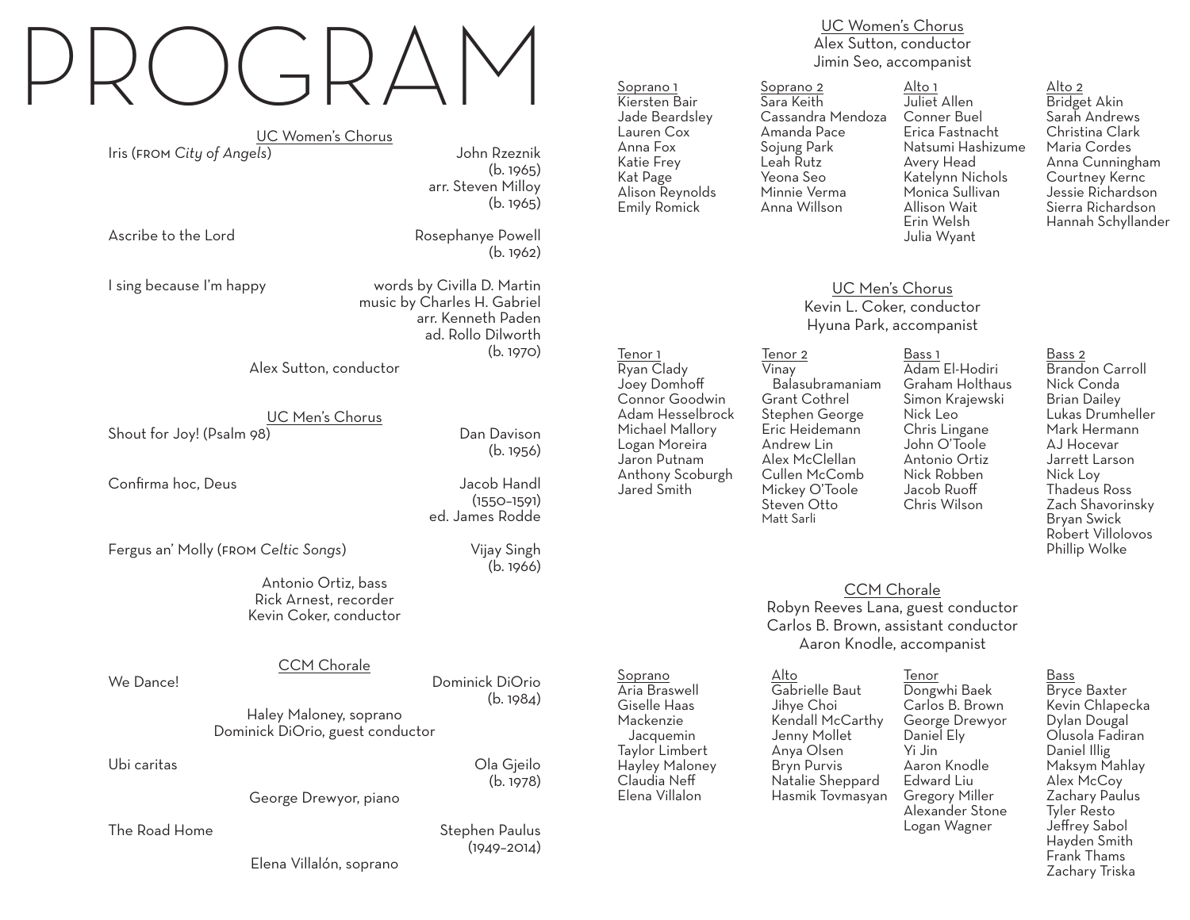# PROGRAM

## UC Women's Chorus

Iris (FROM *City of Angels*) — John Rzeznik (b. 1965), arr. Steven Milloy (b. 1965)

Ascribe to the Lord — Rosephanye Powell (b. 1962)

I sing because I'm happy — words by Civilla D. Martin, music by Charles H. Gabriel, arr. Kenneth Paden, ad. Rollo Dilworth (b. 1970)

Alex Sutton, conductor

## UC Men's Chorus

Shout for Joy! (Psalm 98) — Dan Davison (b. 1956)

Confirma hoc, Deus — Jacob Handl (1550–1591), ed. James Rodde

Fergus an' Molly (FROM *Celtic Songs*) — Vijay Singh (b. 1966)

Antonio Ortiz, bass
Rick Arnest, recorder
Kevin Coker, conductor

## CCM Chorale

We Dance! — Dominick DiOrio (b. 1984)

Haley Maloney, soprano
Dominick DiOrio, guest conductor

Ubi caritas — Ola Gjeilo (b. 1978)

George Drewyor, piano

The Road Home — Stephen Paulus (1949–2014)

Elena Villalón, soprano

## UC Women's Chorus

Alex Sutton, conductor
Jimin Seo, accompanist

| Soprano 1 | Soprano 2 | Alto 1 | Alto 2 |
| --- | --- | --- | --- |
| Kiersten Bair | Sara Keith | Juliet Allen | Bridget Akin |
| Jade Beardsley | Cassandra Mendoza | Conner Buel | Sarah Andrews |
| Lauren Cox | Amanda Pace | Erica Fastnacht | Christina Clark |
| Anna Fox | Sojung Park | Natsumi Hashizume | Maria Cordes |
| Katie Frey | Leah Rutz | Avery Head | Anna Cunningham |
| Kat Page | Yeona Seo | Katelynn Nichols | Courtney Kernc |
| Alison Reynolds | Minnie Verma | Monica Sullivan | Jessie Richardson |
| Emily Romick | Anna Willson | Allison Wait | Sierra Richardson |
| | | Erin Welsh | Hannah Schyllander |
| | | Julia Wyant | |

## UC Men's Chorus

Kevin L. Coker, conductor
Hyuna Park, accompanist

| Tenor 1 | Tenor 2 | Bass 1 | Bass 2 |
| --- | --- | --- | --- |
| Ryan Clady | Vinay Balasubramaniam | Adam El-Hodiri | Brandon Carroll |
| Joey Domhoff | Grant Cothrel | Graham Holthaus | Nick Conda |
| Connor Goodwin | Stephen George | Simon Krajewski | Brian Dailey |
| Adam Hesselbrock | Eric Heidemann | Nick Leo | Lukas Drumheller |
| Michael Mallory | Andrew Lin | Chris Lingane | Mark Hermann |
| Logan Moreira | Alex McClellan | John O'Toole | AJ Hocevar |
| Jaron Putnam | Cullen McComb | Antonio Ortiz | Jarrett Larson |
| Anthony Scoburgh | Mickey O'Toole | Nick Robben | Nick Loy |
| Jared Smith | Steven Otto | Jacob Ruoff | Thadeus Ross |
| | Matt Sarli | Chris Wilson | Zach Shavorinsky |
| | | | Bryan Swick |
| | | | Robert Villolovos |
| | | | Phillip Wolke |

## CCM Chorale

Robyn Reeves Lana, guest conductor
Carlos B. Brown, assistant conductor
Aaron Knodle, accompanist

| Soprano | Alto | Tenor | Bass |
| --- | --- | --- | --- |
| Aria Braswell | Gabrielle Baut | Dongwhi Baek | Bryce Baxter |
| Giselle Haas | Jihye Choi | Carlos B. Brown | Kevin Chlapecka |
| Mackenzie Jacquemin | Kendall McCarthy | George Drewyor | Dylan Dougal |
| Taylor Limbert | Jenny Mollet | Daniel Ely | Olusola Fadiran |
| Hayley Maloney | Anya Olsen | Yi Jin | Daniel Illig |
| Claudia Neff | Bryn Purvis | Aaron Knodle | Maksym Mahlay |
| Elena Villalon | Natalie Sheppard | Edward Liu | Alex McCoy |
| | Hasmik Tovmasyan | Gregory Miller | Zachary Paulus |
| | | Alexander Stone | Tyler Resto |
| | | Logan Wagner | Jeffrey Sabol |
| | | | Hayden Smith |
| | | | Frank Thams |
| | | | Zachary Triska |